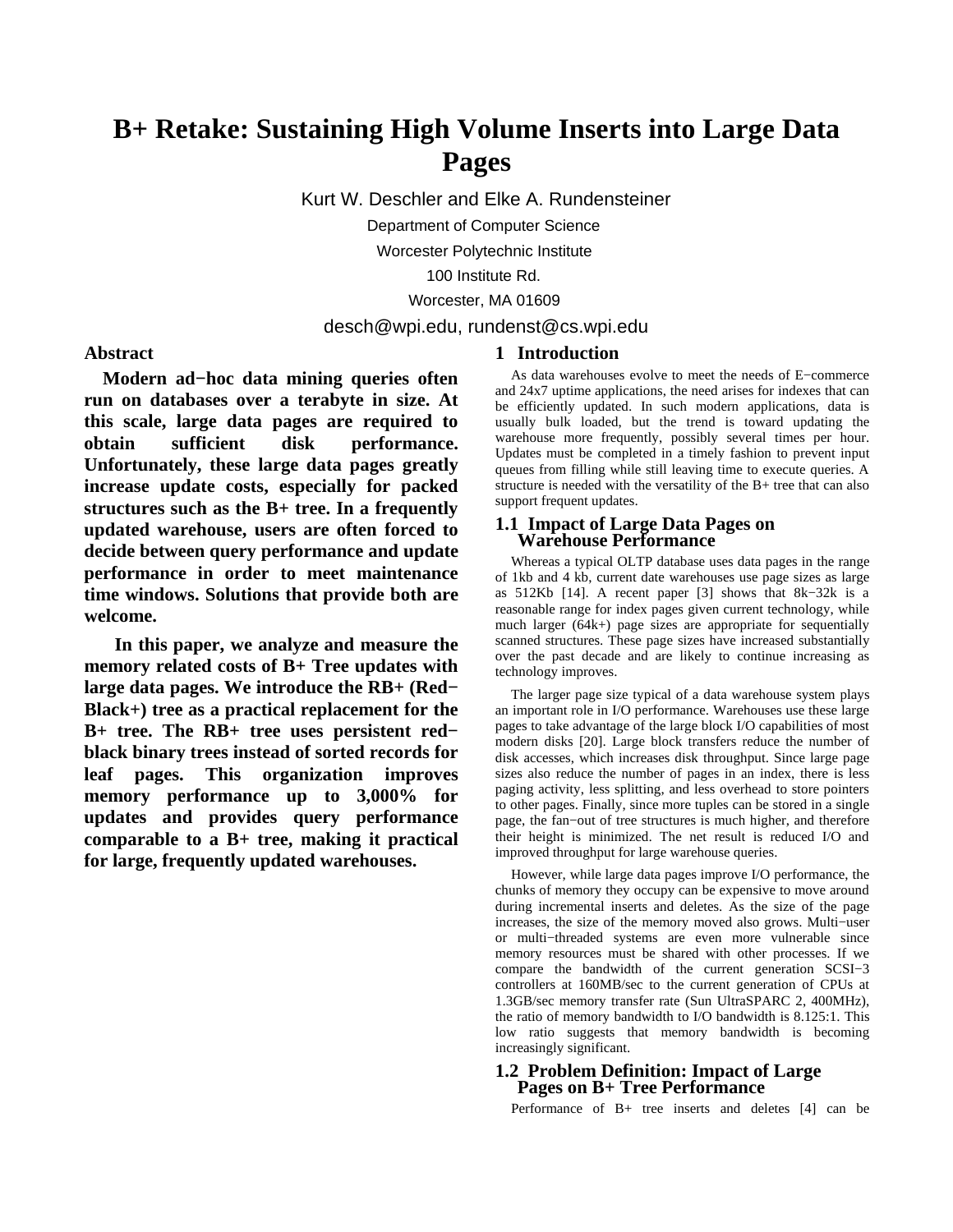# B+ Retake: Sustaining High Volume Inserts into Large Data Pages

Kurt W. Deschler and Elke A. Rundensteiner

Department of Computer Science

Worcester Polytechnic Institute

100 Institute Rd.

Worcester, MA 01609

desch@wpi.edu, rundenst@cs.wpi.edu

## Abstract

**Modern ad−hoc data mining queries often run on databases over a terabyte in size. At this scale, large data pages are required to obtain sufficient disk performance. Unfortunately, these large data pages greatly increase update costs, especially for packed structures such as the B+ tree. In a frequently updated warehouse, users are often forced to decide between query performance and update performance in order to meet maintenance time windows. Solutions that provide both are welcome.**

**In this paper, we analyze and measure the memory related costs of B+ Tree updates with large data pages. We introduce the RB+ (Red−Black+) tree as a practical replacement for the B+ tree. The RB+ tree uses persistent red−black binary trees instead of sorted records for leaf pages. This organization improves memory performance up to 3,000% for updates and provides query performance comparable to a B+ tree, making it practical for large, frequently updated warehouses.**

## 1 Introduction

As data warehouses evolve to meet the needs of E−commerce and 24x7 uptime applications, the need arises for indexes that can be efficiently updated. In such modern applications, data is usually bulk loaded, but the trend is toward updating the warehouse more frequently, possibly several times per hour. Updates must be completed in a timely fashion to prevent input queues from filling while still leaving time to execute queries. A structure is needed with the versatility of the B+ tree that can also support frequent updates.

### 1.1 Impact of Large Data Pages on Warehouse Performance

Whereas a typical OLTP database uses data pages in the range of 1kb and 4 kb, current date warehouses use page sizes as large as 512Kb [14]. A recent paper [3] shows that 8k−32k is a reasonable range for index pages given current technology, while much larger (64k+) page sizes are appropriate for sequentially scanned structures. These page sizes have increased substantially over the past decade and are likely to continue increasing as technology improves.

The larger page size typical of a data warehouse system plays an important role in I/O performance. Warehouses use these large pages to take advantage of the large block I/O capabilities of most modern disks [20]. Large block transfers reduce the number of disk accesses, which increases disk throughput. Since large page sizes also reduce the number of pages in an index, there is less paging activity, less splitting, and less overhead to store pointers to other pages. Finally, since more tuples can be stored in a single page, the fan−out of tree structures is much higher, and therefore their height is minimized. The net result is reduced I/O and improved throughput for large warehouse queries.

However, while large data pages improve I/O performance, the chunks of memory they occupy can be expensive to move around during incremental inserts and deletes. As the size of the page increases, the size of the memory moved also grows. Multi−user or multi−threaded systems are even more vulnerable since memory resources must be shared with other processes. If we compare the bandwidth of the current generation SCSI−3 controllers at 160MB/sec to the current generation of CPUs at 1.3GB/sec memory transfer rate (Sun UltraSPARC 2, 400MHz), the ratio of memory bandwidth to I/O bandwidth is 8.125:1. This low ratio suggests that memory bandwidth is becoming increasingly significant.

### 1.2 Problem Definition: Impact of Large Pages on B+ Tree Performance

Performance of B+ tree inserts and deletes [4] can be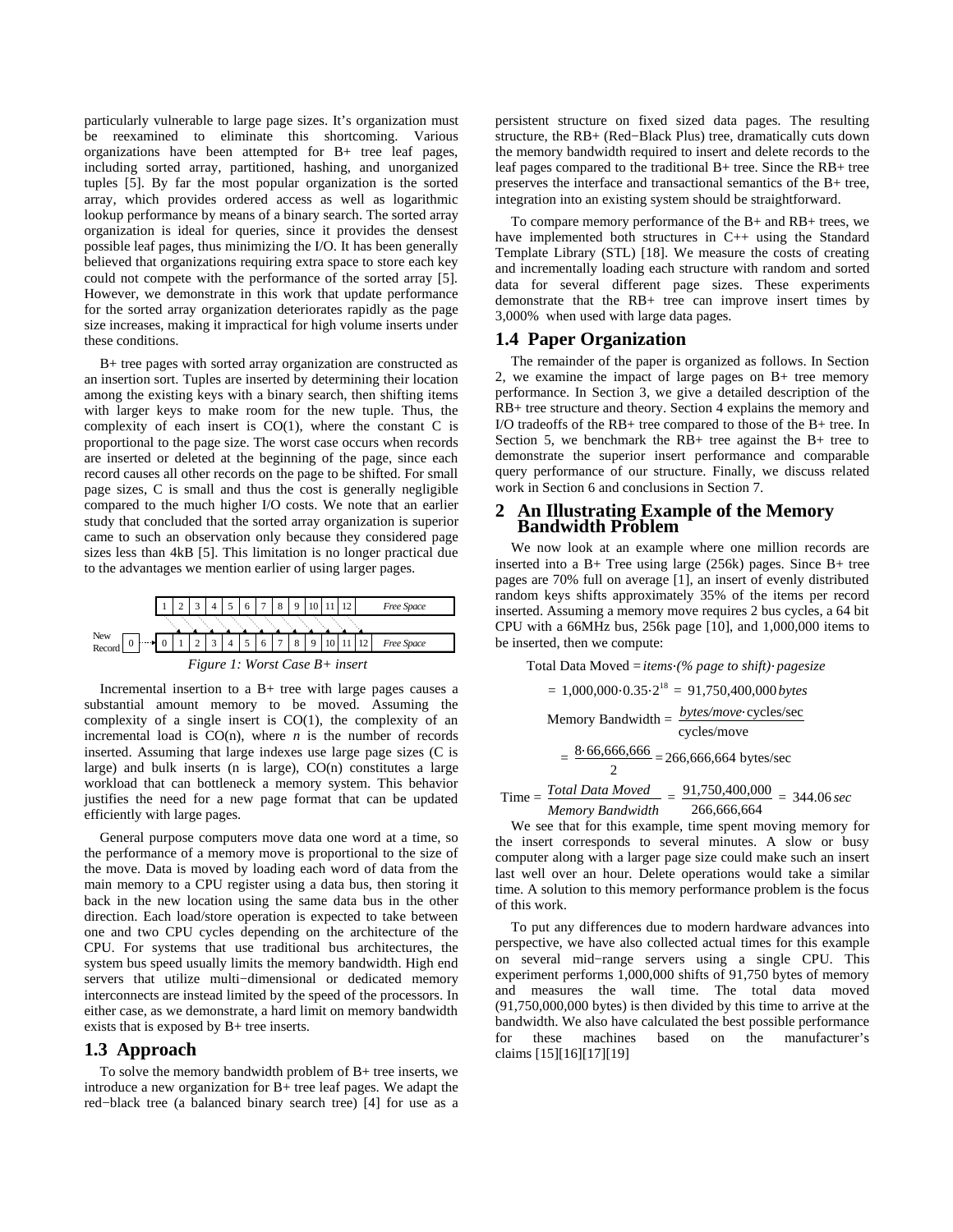particularly vulnerable to large page sizes. It's organization must be reexamined to eliminate this shortcoming. Various organizations have been attempted for B+ tree leaf pages, including sorted array, partitioned, hashing, and unorganized tuples [5]. By far the most popular organization is the sorted array, which provides ordered access as well as logarithmic lookup performance by means of a binary search. The sorted array organization is ideal for queries, since it provides the densest possible leaf pages, thus minimizing the I/O. It has been generally believed that organizations requiring extra space to store each key could not compete with the performance of the sorted array [5]. However, we demonstrate in this work that update performance for the sorted array organization deteriorates rapidly as the page size increases, making it impractical for high volume inserts under these conditions.

B+ tree pages with sorted array organization are constructed as an insertion sort. Tuples are inserted by determining their location among the existing keys with a binary search, then shifting items with larger keys to make room for the new tuple. Thus, the complexity of each insert is CO(1), where the constant C is proportional to the page size. The worst case occurs when records are inserted or deleted at the beginning of the page, since each record causes all other records on the page to be shifted. For small page sizes, C is small and thus the cost is generally negligible compared to the much higher I/O costs. We note that an earlier study that concluded that the sorted array organization is superior came to such an observation only because they considered page sizes less than 4kB [5]. This limitation is no longer practical due to the advantages we mention earlier of using larger pages.

| | 1 | 2 | 3 | 4 | 5 | 6 | 7 | 8 | 9 | 10 | 11 | 12 | *Free Space* |
|---|---|---|---|---|---|---|---|---|---|---|---|---|---|
| New Record 0 → | 0 | 1 | 2 | 3 | 4 | 5 | 6 | 7 | 8 | 9 | 10 | 11 | 12 | *Free Space* |

*Figure 1: Worst Case B+ insert*

Incremental insertion to a B+ tree with large pages causes a substantial amount memory to be moved. Assuming the complexity of a single insert is CO(1), the complexity of an incremental load is CO(n), where *n* is the number of records inserted. Assuming that large indexes use large page sizes (C is large) and bulk inserts (n is large), CO(n) constitutes a large workload that can bottleneck a memory system. This behavior justifies the need for a new page format that can be updated efficiently with large pages.

General purpose computers move data one word at a time, so the performance of a memory move is proportional to the size of the move. Data is moved by loading each word of data from the main memory to a CPU register using a data bus, then storing it back in the new location using the same data bus in the other direction. Each load/store operation is expected to take between one and two CPU cycles depending on the architecture of the CPU. For systems that use traditional bus architectures, the system bus speed usually limits the memory bandwidth. High end servers that utilize multi−dimensional or dedicated memory interconnects are instead limited by the speed of the processors. In either case, as we demonstrate, a hard limit on memory bandwidth exists that is exposed by B+ tree inserts.

## 1.3 Approach

To solve the memory bandwidth problem of B+ tree inserts, we introduce a new organization for B+ tree leaf pages. We adapt the red−black tree (a balanced binary search tree) [4] for use as a persistent structure on fixed sized data pages. The resulting structure, the RB+ (Red−Black Plus) tree, dramatically cuts down the memory bandwidth required to insert and delete records to the leaf pages compared to the traditional B+ tree. Since the RB+ tree preserves the interface and transactional semantics of the B+ tree, integration into an existing system should be straightforward.

To compare memory performance of the B+ and RB+ trees, we have implemented both structures in C++ using the Standard Template Library (STL) [18]. We measure the costs of creating and incrementally loading each structure with random and sorted data for several different page sizes. These experiments demonstrate that the RB+ tree can improve insert times by 3,000% when used with large data pages.

## 1.4 Paper Organization

The remainder of the paper is organized as follows. In Section 2, we examine the impact of large pages on B+ tree memory performance. In Section 3, we give a detailed description of the RB+ tree structure and theory. Section 4 explains the memory and I/O tradeoffs of the RB+ tree compared to those of the B+ tree. In Section 5, we benchmark the RB+ tree against the B+ tree to demonstrate the superior insert performance and comparable query performance of our structure. Finally, we discuss related work in Section 6 and conclusions in Section 7.

# 2 An Illustrating Example of the Memory Bandwidth Problem

We now look at an example where one million records are inserted into a B+ Tree using large (256k) pages. Since B+ tree pages are 70% full on average [1], an insert of evenly distributed random keys shifts approximately 35% of the items per record inserted. Assuming a memory move requires 2 bus cycles, a 64 bit CPU with a 66MHz bus, 256k page [10], and 1,000,000 items to be inserted, then we compute:

$$\text{Total Data Moved} = \textit{items} \cdot \textit{(\% page to shift)} \cdot \textit{pagesize}$$

$$= 1{,}000{,}000 \cdot 0.35 \cdot 2^{18} = 91{,}750{,}400{,}000\ \textit{bytes}$$

$$\text{Memory Bandwidth} = \frac{\textit{bytes/move} \cdot \text{cycles/sec}}{\text{cycles/move}}$$

$$= \frac{8 \cdot 66{,}666{,}666}{2} = 266{,}666{,}664 \text{ bytes/sec}$$

$$\text{Time} = \frac{\textit{Total Data Moved}}{\textit{Memory Bandwidth}} = \frac{91{,}750{,}400{,}000}{266{,}666{,}664} = 344.06\ \textit{sec}$$

We see that for this example, time spent moving memory for the insert corresponds to several minutes. A slow or busy computer along with a larger page size could make such an insert last well over an hour. Delete operations would take a similar time. A solution to this memory performance problem is the focus of this work.

To put any differences due to modern hardware advances into perspective, we have also collected actual times for this example on several mid−range servers using a single CPU. This experiment performs 1,000,000 shifts of 91,750 bytes of memory and measures the wall time. The total data moved (91,750,000,000 bytes) is then divided by this time to arrive at the bandwidth. We also have calculated the best possible performance for these machines based on the manufacturer's claims [15][16][17][19]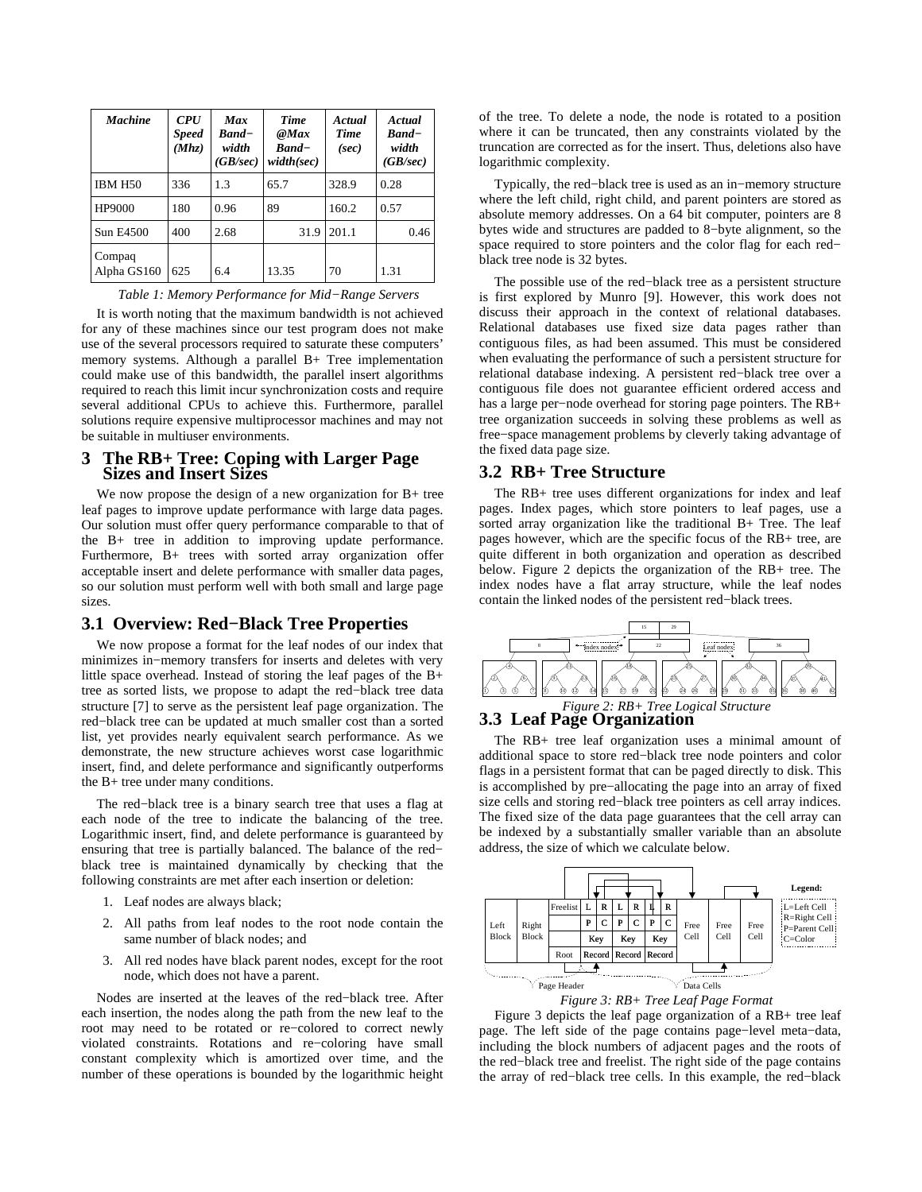| *Machine* | *CPU Speed (Mhz)* | *Max Band−width (GB/sec)* | *Time @Max Band−width(sec)* | *Actual Time (sec)* | *Actual Band−width (GB/sec)* |
|---|---|---|---|---|---|
| IBM H50 | 336 | 1.3 | 65.7 | 328.9 | 0.28 |
| HP9000 | 180 | 0.96 | 89 | 160.2 | 0.57 |
| Sun E4500 | 400 | 2.68 | 31.9 | 201.1 | 0.46 |
| Compaq Alpha GS160 | 625 | 6.4 | 13.35 | 70 | 1.31 |

*Table 1: Memory Performance for Mid−Range Servers*

It is worth noting that the maximum bandwidth is not achieved for any of these machines since our test program does not make use of the several processors required to saturate these computers' memory systems. Although a parallel B+ Tree implementation could make use of this bandwidth, the parallel insert algorithms required to reach this limit incur synchronization costs and require several additional CPUs to achieve this. Furthermore, parallel solutions require expensive multiprocessor machines and may not be suitable in multiuser environments.

# 3 The RB+ Tree: Coping with Larger Page Sizes and Insert Sizes

We now propose the design of a new organization for B+ tree leaf pages to improve update performance with large data pages. Our solution must offer query performance comparable to that of the B+ tree in addition to improving update performance. Furthermore, B+ trees with sorted array organization offer acceptable insert and delete performance with smaller data pages, so our solution must perform well with both small and large page sizes.

## 3.1 Overview: Red−Black Tree Properties

We now propose a format for the leaf nodes of our index that minimizes in−memory transfers for inserts and deletes with very little space overhead. Instead of storing the leaf pages of the B+ tree as sorted lists, we propose to adapt the red−black tree data structure [7] to serve as the persistent leaf page organization. The red−black tree can be updated at much smaller cost than a sorted list, yet provides nearly equivalent search performance. As we demonstrate, the new structure achieves worst case logarithmic insert, find, and delete performance and significantly outperforms the B+ tree under many conditions.

The red−black tree is a binary search tree that uses a flag at each node of the tree to indicate the balancing of the tree. Logarithmic insert, find, and delete performance is guaranteed by ensuring that tree is partially balanced. The balance of the red−black tree is maintained dynamically by checking that the following constraints are met after each insertion or deletion:

1. Leaf nodes are always black;
2. All paths from leaf nodes to the root node contain the same number of black nodes; and
3. All red nodes have black parent nodes, except for the root node, which does not have a parent.

Nodes are inserted at the leaves of the red−black tree. After each insertion, the nodes along the path from the new leaf to the root may need to be rotated or re−colored to correct newly violated constraints. Rotations and re−coloring have small constant complexity which is amortized over time, and the number of these operations is bounded by the logarithmic height of the tree. To delete a node, the node is rotated to a position where it can be truncated, then any constraints violated by the truncation are corrected as for the insert. Thus, deletions also have logarithmic complexity.

Typically, the red−black tree is used as an in−memory structure where the left child, right child, and parent pointers are stored as absolute memory addresses. On a 64 bit computer, pointers are 8 bytes wide and structures are padded to 8−byte alignment, so the space required to store pointers and the color flag for each red−black tree node is 32 bytes.

The possible use of the red−black tree as a persistent structure is first explored by Munro [9]. However, this work does not discuss their approach in the context of relational databases. Relational databases use fixed size data pages rather than contiguous files, as had been assumed. This must be considered when evaluating the performance of such a persistent structure for relational database indexing. A persistent red−black tree over a contiguous file does not guarantee efficient ordered access and has a large per−node overhead for storing page pointers. The RB+ tree organization succeeds in solving these problems as well as free−space management problems by cleverly taking advantage of the fixed data page size.

## 3.2 RB+ Tree Structure

The RB+ tree uses different organizations for index and leaf pages. Index pages, which store pointers to leaf pages, use a sorted array organization like the traditional B+ Tree. The leaf pages however, which are the specific focus of the RB+ tree, are quite different in both organization and operation as described below. Figure 2 depicts the organization of the RB+ tree. The index nodes have a flat array structure, while the leaf nodes contain the linked nodes of the persistent red−black trees.

*Figure 2: RB+ Tree Logical Structure*

## 3.3 Leaf Page Organization

The RB+ tree leaf organization uses a minimal amount of additional space to store red−black tree node pointers and color flags in a persistent format that can be paged directly to disk. This is accomplished by pre−allocating the page into an array of fixed size cells and storing red−black tree pointers as cell array indices. The fixed size of the data page guarantees that the cell array can be indexed by a substantially smaller variable than an absolute address, the size of which we calculate below.

*Figure 3: RB+ Tree Leaf Page Format*

Figure 3 depicts the leaf page organization of a RB+ tree leaf page. The left side of the page contains page−level meta−data, including the block numbers of adjacent pages and the roots of the red−black tree and freelist. The right side of the page contains the array of red−black tree cells. In this example, the red−black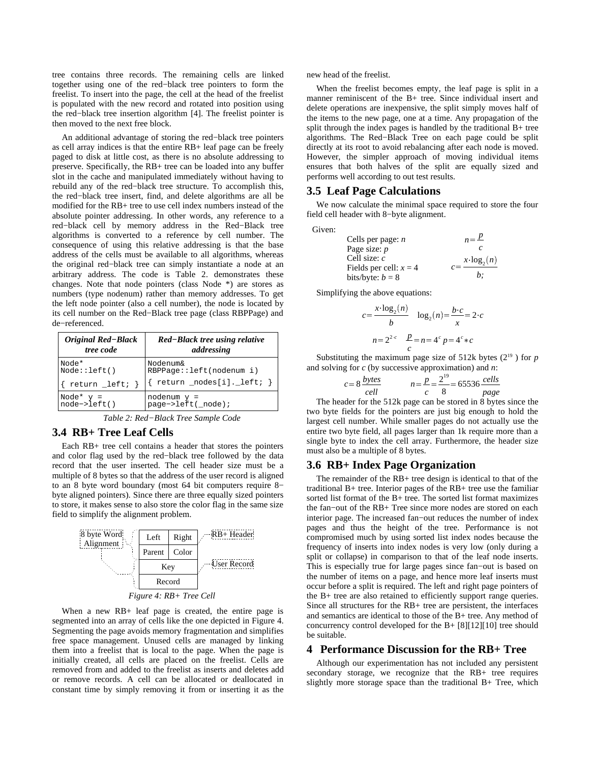tree contains three records. The remaining cells are linked together using one of the red−black tree pointers to form the freelist. To insert into the page, the cell at the head of the freelist is populated with the new record and rotated into position using the red−black tree insertion algorithm [4]. The freelist pointer is then moved to the next free block.

An additional advantage of storing the red−black tree pointers as cell array indices is that the entire RB+ leaf page can be freely paged to disk at little cost, as there is no absolute addressing to preserve. Specifically, the RB+ tree can be loaded into any buffer slot in the cache and manipulated immediately without having to rebuild any of the red−black tree structure. To accomplish this, the red−black tree insert, find, and delete algorithms are all be modified for the RB+ tree to use cell index numbers instead of the absolute pointer addressing. In other words, any reference to a red−black cell by memory address in the Red−Black tree algorithms is converted to a reference by cell number. The consequence of using this relative addressing is that the base address of the cells must be available to all algorithms, whereas the original red−black tree can simply instantiate a node at an arbitrary address. The code is Table 2. demonstrates these changes. Note that node pointers (class Node *) are stores as numbers (type nodenum) rather than memory addresses. To get the left node pointer (also a cell number), the node is located by its cell number on the Red−Black tree page (class RBPPage) and de−referenced.

| ***Original Red−Black tree code*** | ***Red−Black tree using relative addressing*** |
|---|---|
| `Node* Node::left()` | `Nodenum& RBPPage::left(nodenum i)` |
| `{ return _left; }` | `{ return _nodes[i]._left; }` |
| `Node* y = node−>left()` | `nodenum y = page−>left(_node);` |

*Table 2: Red−Black Tree Sample Code*

## 3.4 RB+ Tree Leaf Cells

Each RB+ tree cell contains a header that stores the pointers and color flag used by the red−black tree followed by the data record that the user inserted. The cell header size must be a multiple of 8 bytes so that the address of the user record is aligned to an 8 byte word boundary (most 64 bit computers require 8−byte aligned pointers). Since there are three equally sized pointers to store, it makes sense to also store the color flag in the same size field to simplify the alignment problem.

| Left | Right |
|---|---|
| Parent | Color |
| Key | |
| Record | |

8 byte Word Alignment; RB+ Header; User Record

*Figure 4: RB+ Tree Cell*

When a new RB+ leaf page is created, the entire page is segmented into an array of cells like the one depicted in Figure 4. Segmenting the page avoids memory fragmentation and simplifies free space management. Unused cells are managed by linking them into a freelist that is local to the page. When the page is initially created, all cells are placed on the freelist. Cells are removed from and added to the freelist as inserts and deletes add or remove records. A cell can be allocated or deallocated in constant time by simply removing it from or inserting it as the new head of the freelist.

When the freelist becomes empty, the leaf page is split in a manner reminiscent of the B+ tree. Since individual insert and delete operations are inexpensive, the split simply moves half of the items to the new page, one at a time. Any propagation of the split through the index pages is handled by the traditional B+ tree algorithms. The Red−Black Tree on each page could be split directly at its root to avoid rebalancing after each node is moved. However, the simpler approach of moving individual items ensures that both halves of the split are equally sized and performs well according to out test results.

## 3.5 Leaf Page Calculations

We now calculate the minimal space required to store the four field cell header with 8−byte alignment.

Given:

Cells per page: $n$
Page size: $p$
Cell size: $c$
Fields per cell: $x = 4$
bits/byte: $b = 8$

$$n = \frac{p}{c} \qquad c = \frac{x \cdot \log_2(n)}{b;}$$

Simplifying the above equations:

$$c = \frac{x \cdot \log_2(n)}{b} \quad \log_2(n) = \frac{b \cdot c}{x} = 2 \cdot c$$

$$n = 2^{2 \cdot c} \quad \frac{p}{c} = n = 4^c \; p = 4^c * c$$

Substituting the maximum page size of 512k bytes ($2^{19}$ ) for $p$ and solving for $c$ (by successive approximation) and $n$:

$$c = 8 \frac{bytes}{cell} \qquad n = \frac{p}{c} = \frac{2^{19}}{8} = 65536 \frac{cells}{page}$$

The header for the 512k page can be stored in 8 bytes since the two byte fields for the pointers are just big enough to hold the largest cell number. While smaller pages do not actually use the entire two byte field, all pages larger than 1k require more than a single byte to index the cell array. Furthermore, the header size must also be a multiple of 8 bytes.

## 3.6 RB+ Index Page Organization

The remainder of the RB+ tree design is identical to that of the traditional B+ tree. Interior pages of the RB+ tree use the familiar sorted list format of the B+ tree. The sorted list format maximizes the fan−out of the RB+ Tree since more nodes are stored on each interior page. The increased fan−out reduces the number of index pages and thus the height of the tree. Performance is not compromised much by using sorted list index nodes because the frequency of inserts into index nodes is very low (only during a split or collapse) in comparison to that of the leaf node inserts. This is especially true for large pages since fan−out is based on the number of items on a page, and hence more leaf inserts must occur before a split is required. The left and right page pointers of the B+ tree are also retained to efficiently support range queries. Since all structures for the RB+ tree are persistent, the interfaces and semantics are identical to those of the B+ tree. Any method of concurrency control developed for the B+ [8][12][10] tree should be suitable.

# 4 Performance Discussion for the RB+ Tree

Although our experimentation has not included any persistent secondary storage, we recognize that the RB+ tree requires slightly more storage space than the traditional B+ Tree, which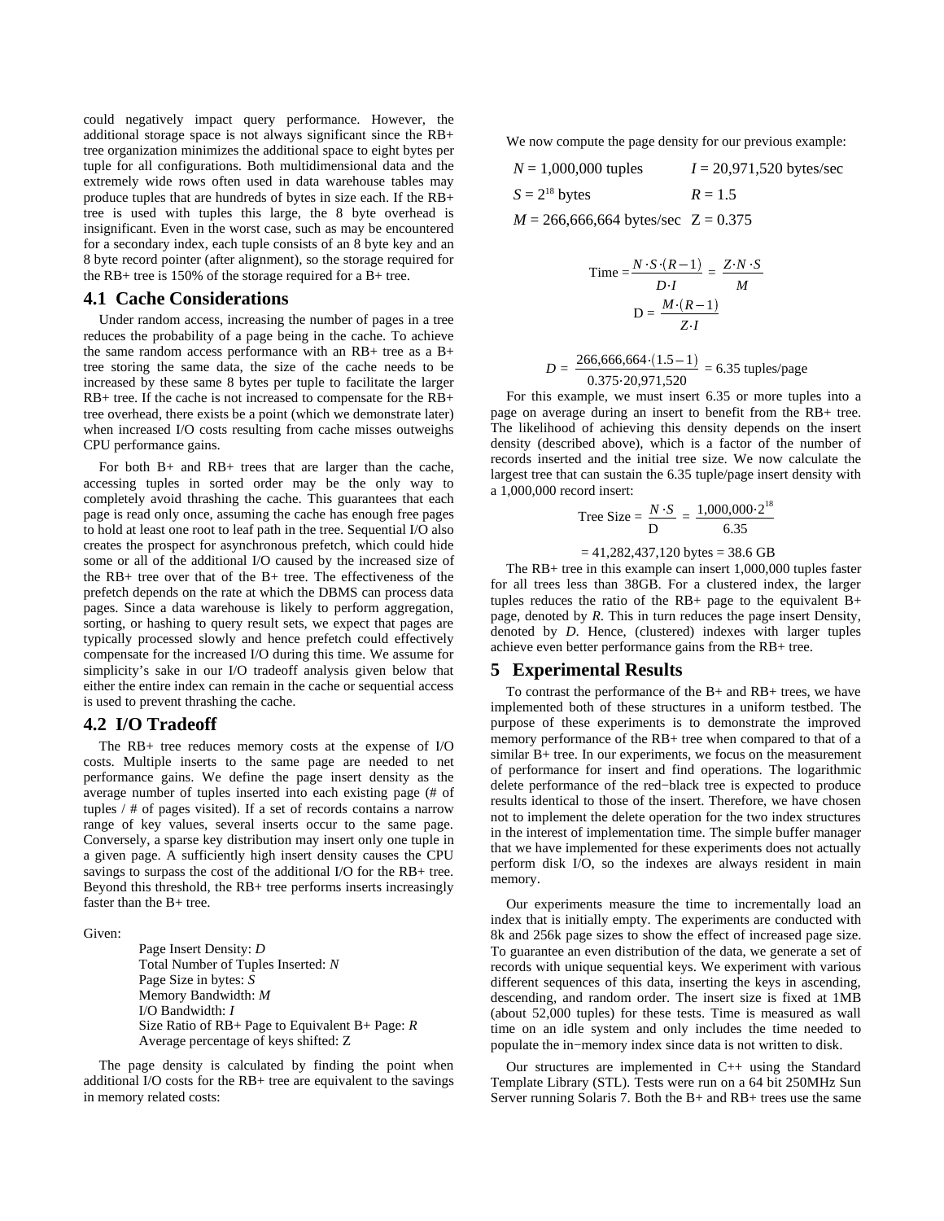could negatively impact query performance. However, the additional storage space is not always significant since the RB+ tree organization minimizes the additional space to eight bytes per tuple for all configurations. Both multidimensional data and the extremely wide rows often used in data warehouse tables may produce tuples that are hundreds of bytes in size each. If the RB+ tree is used with tuples this large, the 8 byte overhead is insignificant. Even in the worst case, such as may be encountered for a secondary index, each tuple consists of an 8 byte key and an 8 byte record pointer (after alignment), so the storage required for the RB+ tree is 150% of the storage required for a B+ tree.

## 4.1 Cache Considerations

Under random access, increasing the number of pages in a tree reduces the probability of a page being in the cache. To achieve the same random access performance with an RB+ tree as a B+ tree storing the same data, the size of the cache needs to be increased by these same 8 bytes per tuple to facilitate the larger RB+ tree. If the cache is not increased to compensate for the RB+ tree overhead, there exists be a point (which we demonstrate later) when increased I/O costs resulting from cache misses outweighs CPU performance gains.

For both B+ and RB+ trees that are larger than the cache, accessing tuples in sorted order may be the only way to completely avoid thrashing the cache. This guarantees that each page is read only once, assuming the cache has enough free pages to hold at least one root to leaf path in the tree. Sequential I/O also creates the prospect for asynchronous prefetch, which could hide some or all of the additional I/O caused by the increased size of the RB+ tree over that of the B+ tree. The effectiveness of the prefetch depends on the rate at which the DBMS can process data pages. Since a data warehouse is likely to perform aggregation, sorting, or hashing to query result sets, we expect that pages are typically processed slowly and hence prefetch could effectively compensate for the increased I/O during this time. We assume for simplicity's sake in our I/O tradeoff analysis given below that either the entire index can remain in the cache or sequential access is used to prevent thrashing the cache.

## 4.2 I/O Tradeoff

The RB+ tree reduces memory costs at the expense of I/O costs. Multiple inserts to the same page are needed to net performance gains. We define the page insert density as the average number of tuples inserted into each existing page (# of tuples / # of pages visited). If a set of records contains a narrow range of key values, several inserts occur to the same page. Conversely, a sparse key distribution may insert only one tuple in a given page. A sufficiently high insert density causes the CPU savings to surpass the cost of the additional I/O for the RB+ tree. Beyond this threshold, the RB+ tree performs inserts increasingly faster than the B+ tree.

Given:

- Page Insert Density: $D$
- Total Number of Tuples Inserted: $N$
- Page Size in bytes: $S$
- Memory Bandwidth: $M$
- I/O Bandwidth: $I$
- Size Ratio of RB+ Page to Equivalent B+ Page: $R$
- Average percentage of keys shifted: Z

The page density is calculated by finding the point when additional I/O costs for the RB+ tree are equivalent to the savings in memory related costs:

We now compute the page density for our previous example:

$N$ = 1,000,000 tuples  $I$ = 20,971,520 bytes/sec

$S = 2^{18}$ bytes  $R$ = 1.5

$M$ = 266,666,664 bytes/sec  Z = 0.375

$$\text{Time} = \frac{N \cdot S \cdot (R-1)}{D \cdot I} = \frac{Z \cdot N \cdot S}{M}$$

$$D = \frac{M \cdot (R-1)}{Z \cdot I}$$

$$D = \frac{266{,}666{,}664 \cdot (1.5-1)}{0.375 \cdot 20{,}971{,}520} = 6.35 \text{ tuples/page}$$

For this example, we must insert 6.35 or more tuples into a page on average during an insert to benefit from the RB+ tree. The likelihood of achieving this density depends on the insert density (described above), which is a factor of the number of records inserted and the initial tree size. We now calculate the largest tree that can sustain the 6.35 tuple/page insert density with a 1,000,000 record insert:

$$\text{Tree Size} = \frac{N \cdot S}{D} = \frac{1{,}000{,}000 \cdot 2^{18}}{6.35}$$

$$= 41{,}282{,}437{,}120 \text{ bytes} = 38.6 \text{ GB}$$

The RB+ tree in this example can insert 1,000,000 tuples faster for all trees less than 38GB. For a clustered index, the larger tuples reduces the ratio of the RB+ page to the equivalent B+ page, denoted by $R$. This in turn reduces the page insert Density, denoted by $D$. Hence, (clustered) indexes with larger tuples achieve even better performance gains from the RB+ tree.

# 5 Experimental Results

To contrast the performance of the B+ and RB+ trees, we have implemented both of these structures in a uniform testbed. The purpose of these experiments is to demonstrate the improved memory performance of the RB+ tree when compared to that of a similar B+ tree. In our experiments, we focus on the measurement of performance for insert and find operations. The logarithmic delete performance of the red−black tree is expected to produce results identical to those of the insert. Therefore, we have chosen not to implement the delete operation for the two index structures in the interest of implementation time. The simple buffer manager that we have implemented for these experiments does not actually perform disk I/O, so the indexes are always resident in main memory.

Our experiments measure the time to incrementally load an index that is initially empty. The experiments are conducted with 8k and 256k page sizes to show the effect of increased page size. To guarantee an even distribution of the data, we generate a set of records with unique sequential keys. We experiment with various different sequences of this data, inserting the keys in ascending, descending, and random order. The insert size is fixed at 1MB (about 52,000 tuples) for these tests. Time is measured as wall time on an idle system and only includes the time needed to populate the in−memory index since data is not written to disk.

Our structures are implemented in C++ using the Standard Template Library (STL). Tests were run on a 64 bit 250MHz Sun Server running Solaris 7. Both the B+ and RB+ trees use the same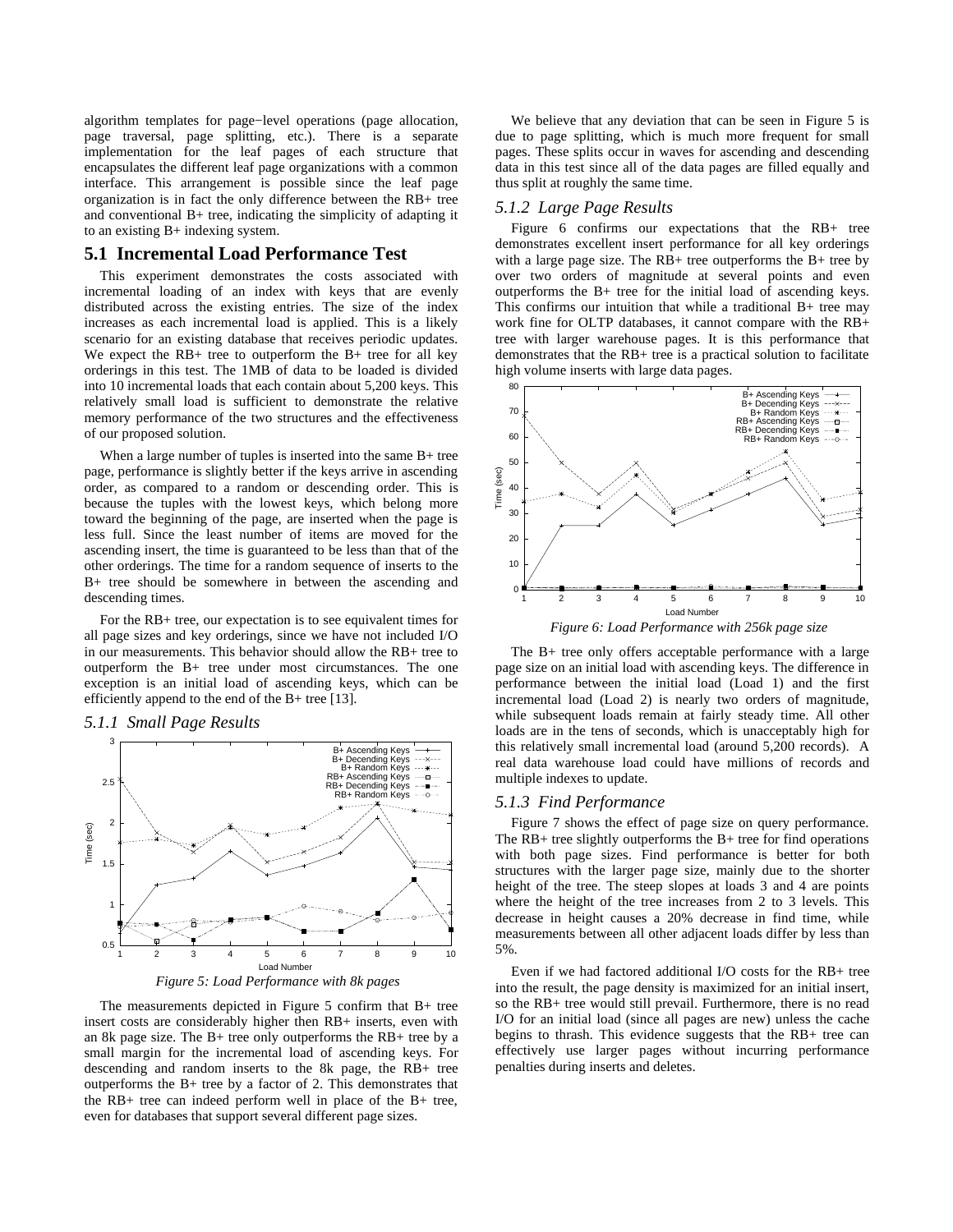algorithm templates for page−level operations (page allocation, page traversal, page splitting, etc.). There is a separate implementation for the leaf pages of each structure that encapsulates the different leaf page organizations with a common interface. This arrangement is possible since the leaf page organization is in fact the only difference between the RB+ tree and conventional B+ tree, indicating the simplicity of adapting it to an existing B+ indexing system.

## 5.1 Incremental Load Performance Test

This experiment demonstrates the costs associated with incremental loading of an index with keys that are evenly distributed across the existing entries. The size of the index increases as each incremental load is applied. This is a likely scenario for an existing database that receives periodic updates. We expect the RB+ tree to outperform the B+ tree for all key orderings in this test. The 1MB of data to be loaded is divided into 10 incremental loads that each contain about 5,200 keys. This relatively small load is sufficient to demonstrate the relative memory performance of the two structures and the effectiveness of our proposed solution.

When a large number of tuples is inserted into the same B+ tree page, performance is slightly better if the keys arrive in ascending order, as compared to a random or descending order. This is because the tuples with the lowest keys, which belong more toward the beginning of the page, are inserted when the page is less full. Since the least number of items are moved for the ascending insert, the time is guaranteed to be less than that of the other orderings. The time for a random sequence of inserts to the B+ tree should be somewhere in between the ascending and descending times.

For the RB+ tree, our expectation is to see equivalent times for all page sizes and key orderings, since we have not included I/O in our measurements. This behavior should allow the RB+ tree to outperform the B+ tree under most circumstances. The one exception is an initial load of ascending keys, which can be efficiently append to the end of the B+ tree [13].

### 5.1.1 Small Page Results

*Figure 5: Load Performance with 8k pages*

The measurements depicted in Figure 5 confirm that B+ tree insert costs are considerably higher then RB+ inserts, even with an 8k page size. The B+ tree only outperforms the RB+ tree by a small margin for the incremental load of ascending keys. For descending and random inserts to the 8k page, the RB+ tree outperforms the B+ tree by a factor of 2. This demonstrates that the RB+ tree can indeed perform well in place of the B+ tree, even for databases that support several different page sizes.

We believe that any deviation that can be seen in Figure 5 is due to page splitting, which is much more frequent for small pages. These splits occur in waves for ascending and descending data in this test since all of the data pages are filled equally and thus split at roughly the same time.

### 5.1.2 Large Page Results

Figure 6 confirms our expectations that the RB+ tree demonstrates excellent insert performance for all key orderings with a large page size. The RB+ tree outperforms the B+ tree by over two orders of magnitude at several points and even outperforms the B+ tree for the initial load of ascending keys. This confirms our intuition that while a traditional B+ tree may work fine for OLTP databases, it cannot compare with the RB+ tree with larger warehouse pages. It is this performance that demonstrates that the RB+ tree is a practical solution to facilitate high volume inserts with large data pages.

*Figure 6: Load Performance with 256k page size*

The B+ tree only offers acceptable performance with a large page size on an initial load with ascending keys. The difference in performance between the initial load (Load 1) and the first incremental load (Load 2) is nearly two orders of magnitude, while subsequent loads remain at fairly steady time. All other loads are in the tens of seconds, which is unacceptably high for this relatively small incremental load (around 5,200 records). A real data warehouse load could have millions of records and multiple indexes to update.

### 5.1.3 Find Performance

Figure 7 shows the effect of page size on query performance. The RB+ tree slightly outperforms the B+ tree for find operations with both page sizes. Find performance is better for both structures with the larger page size, mainly due to the shorter height of the tree. The steep slopes at loads 3 and 4 are points where the height of the tree increases from 2 to 3 levels. This decrease in height causes a 20% decrease in find time, while measurements between all other adjacent loads differ by less than 5%.

Even if we had factored additional I/O costs for the RB+ tree into the result, the page density is maximized for an initial insert, so the RB+ tree would still prevail. Furthermore, there is no read I/O for an initial load (since all pages are new) unless the cache begins to thrash. This evidence suggests that the RB+ tree can effectively use larger pages without incurring performance penalties during inserts and deletes.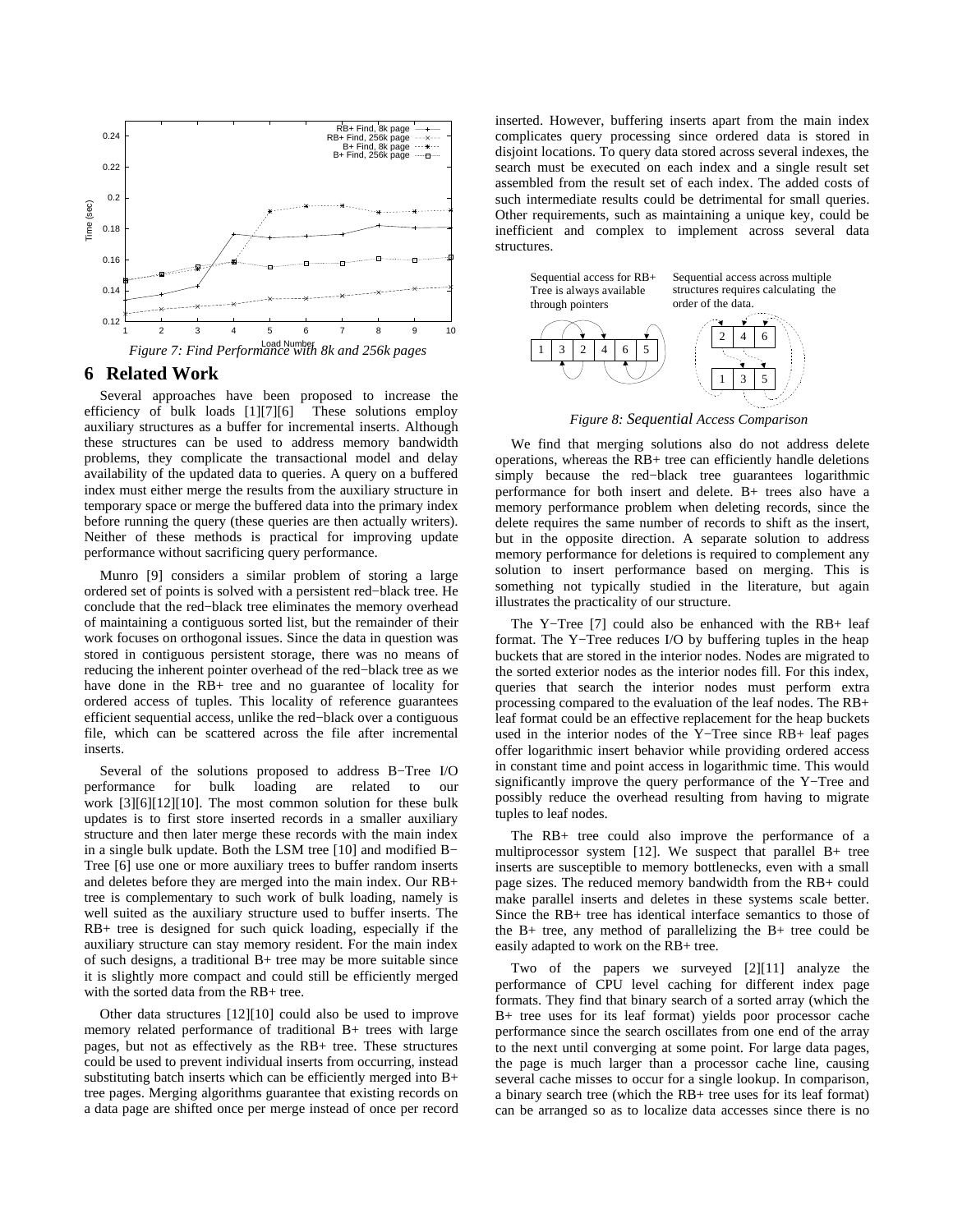Figure 7: Find Performance with 8k and 256k pages

## 6 Related Work

Several approaches have been proposed to increase the efficiency of bulk loads [1][7][6]. These solutions employ auxiliary structures as a buffer for incremental inserts. Although these structures can be used to address memory bandwidth problems, they complicate the transactional model and delay availability of the updated data to queries. A query on a buffered index must either merge the results from the auxiliary structure in temporary space or merge the buffered data into the primary index before running the query (these queries are then actually writers). Neither of these methods is practical for improving update performance without sacrificing query performance.

Munro [9] considers a similar problem of storing a large ordered set of points is solved with a persistent red−black tree. He conclude that the red−black tree eliminates the memory overhead of maintaining a contiguous sorted list, but the remainder of their work focuses on orthogonal issues. Since the data in question was stored in contiguous persistent storage, there was no means of reducing the inherent pointer overhead of the red−black tree as we have done in the RB+ tree and no guarantee of locality for ordered access of tuples. This locality of reference guarantees efficient sequential access, unlike the red−black over a contiguous file, which can be scattered across the file after incremental inserts.

Several of the solutions proposed to address B−Tree I/O performance for bulk loading are related to our work [3][6][12][10]. The most common solution for these bulk updates is to first store inserted records in a smaller auxiliary structure and then later merge these records with the main index in a single bulk update. Both the LSM tree [10] and modified B−Tree [6] use one or more auxiliary trees to buffer random inserts and deletes before they are merged into the main index. Our RB+ tree is complementary to such work of bulk loading, namely is well suited as the auxiliary structure used to buffer inserts. The RB+ tree is designed for such quick loading, especially if the auxiliary structure can stay memory resident. For the main index of such designs, a traditional B+ tree may be more suitable since it is slightly more compact and could still be efficiently merged with the sorted data from the RB+ tree.

Other data structures [12][10] could also be used to improve memory related performance of traditional B+ trees with large pages, but not as effectively as the RB+ tree. These structures could be used to prevent individual inserts from occurring, instead substituting batch inserts which can be efficiently merged into B+ tree pages. Merging algorithms guarantee that existing records on a data page are shifted once per merge instead of once per record inserted. However, buffering inserts apart from the main index complicates query processing since ordered data is stored in disjoint locations. To query data stored across several indexes, the search must be executed on each index and a single result set assembled from the result set of each index. The added costs of such intermediate results could be detrimental for small queries. Other requirements, such as maintaining a unique key, could be inefficient and complex to implement across several data structures.

Figure 8: Sequential Access Comparison

We find that merging solutions also do not address delete operations, whereas the RB+ tree can efficiently handle deletions simply because the red−black tree guarantees logarithmic performance for both insert and delete. B+ trees also have a memory performance problem when deleting records, since the delete requires the same number of records to shift as the insert, but in the opposite direction. A separate solution to address memory performance for deletions is required to complement any solution to insert performance based on merging. This is something not typically studied in the literature, but again illustrates the practicality of our structure.

The Y−Tree [7] could also be enhanced with the RB+ leaf format. The Y−Tree reduces I/O by buffering tuples in the heap buckets that are stored in the interior nodes. Nodes are migrated to the sorted exterior nodes as the interior nodes fill. For this index, queries that search the interior nodes must perform extra processing compared to the evaluation of the leaf nodes. The RB+ leaf format could be an effective replacement for the heap buckets used in the interior nodes of the Y−Tree since RB+ leaf pages offer logarithmic insert behavior while providing ordered access in constant time and point access in logarithmic time. This would significantly improve the query performance of the Y−Tree and possibly reduce the overhead resulting from having to migrate tuples to leaf nodes.

The RB+ tree could also improve the performance of a multiprocessor system [12]. We suspect that parallel B+ tree inserts are susceptible to memory bottlenecks, even with a small page sizes. The reduced memory bandwidth from the RB+ could make parallel inserts and deletes in these systems scale better. Since the RB+ tree has identical interface semantics to those of the B+ tree, any method of parallelizing the B+ tree could be easily adapted to work on the RB+ tree.

Two of the papers we surveyed [2][11] analyze the performance of CPU level caching for different index page formats. They find that binary search of a sorted array (which the B+ tree uses for its leaf format) yields poor processor cache performance since the search oscillates from one end of the array to the next until converging at some point. For large data pages, the page is much larger than a processor cache line, causing several cache misses to occur for a single lookup. In comparison, a binary search tree (which the RB+ tree uses for its leaf format) can be arranged so as to localize data accesses since there is no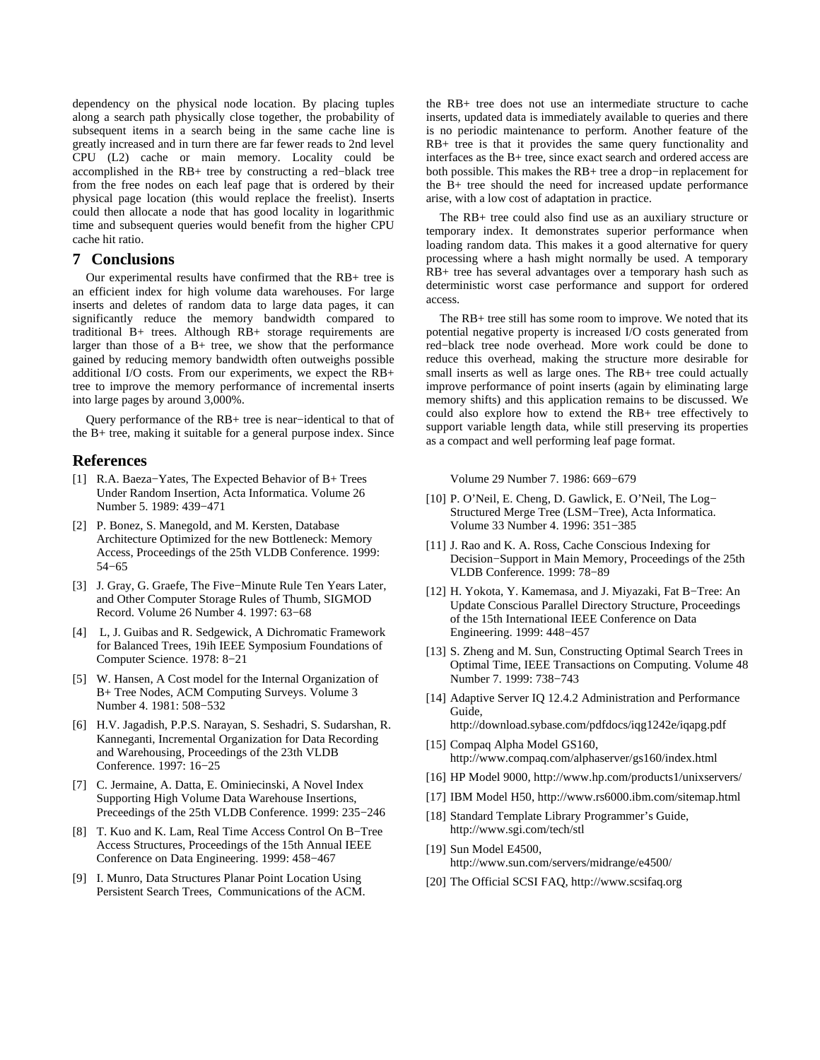dependency on the physical node location. By placing tuples along a search path physically close together, the probability of subsequent items in a search being in the same cache line is greatly increased and in turn there are far fewer reads to 2nd level CPU (L2) cache or main memory. Locality could be accomplished in the RB+ tree by constructing a red−black tree from the free nodes on each leaf page that is ordered by their physical page location (this would replace the freelist). Inserts could then allocate a node that has good locality in logarithmic time and subsequent queries would benefit from the higher CPU cache hit ratio.

## 7 Conclusions

Our experimental results have confirmed that the RB+ tree is an efficient index for high volume data warehouses. For large inserts and deletes of random data to large data pages, it can significantly reduce the memory bandwidth compared to traditional B+ trees. Although RB+ storage requirements are larger than those of a B+ tree, we show that the performance gained by reducing memory bandwidth often outweighs possible additional I/O costs. From our experiments, we expect the RB+ tree to improve the memory performance of incremental inserts into large pages by around 3,000%.

Query performance of the RB+ tree is near−identical to that of the B+ tree, making it suitable for a general purpose index. Since the RB+ tree does not use an intermediate structure to cache inserts, updated data is immediately available to queries and there is no periodic maintenance to perform. Another feature of the RB+ tree is that it provides the same query functionality and interfaces as the B+ tree, since exact search and ordered access are both possible. This makes the RB+ tree a drop−in replacement for the B+ tree should the need for increased update performance arise, with a low cost of adaptation in practice.

The RB+ tree could also find use as an auxiliary structure or temporary index. It demonstrates superior performance when loading random data. This makes it a good alternative for query processing where a hash might normally be used. A temporary RB+ tree has several advantages over a temporary hash such as deterministic worst case performance and support for ordered access.

The RB+ tree still has some room to improve. We noted that its potential negative property is increased I/O costs generated from red−black tree node overhead. More work could be done to reduce this overhead, making the structure more desirable for small inserts as well as large ones. The RB+ tree could actually improve performance of point inserts (again by eliminating large memory shifts) and this application remains to be discussed. We could also explore how to extend the RB+ tree effectively to support variable length data, while still preserving its properties as a compact and well performing leaf page format.

## References

[1] R.A. Baeza−Yates, The Expected Behavior of B+ Trees Under Random Insertion, Acta Informatica. Volume 26 Number 5. 1989: 439−471

[2] P. Bonez, S. Manegold, and M. Kersten, Database Architecture Optimized for the new Bottleneck: Memory Access, Proceedings of the 25th VLDB Conference. 1999: 54−65

[3] J. Gray, G. Graefe, The Five−Minute Rule Ten Years Later, and Other Computer Storage Rules of Thumb, SIGMOD Record. Volume 26 Number 4. 1997: 63−68

[4] L, J. Guibas and R. Sedgewick, A Dichromatic Framework for Balanced Trees, 19ih IEEE Symposium Foundations of Computer Science. 1978: 8−21

[5] W. Hansen, A Cost model for the Internal Organization of B+ Tree Nodes, ACM Computing Surveys. Volume 3 Number 4. 1981: 508−532

[6] H.V. Jagadish, P.P.S. Narayan, S. Seshadri, S. Sudarshan, R. Kanneganti, Incremental Organization for Data Recording and Warehousing, Proceedings of the 23th VLDB Conference. 1997: 16−25

[7] C. Jermaine, A. Datta, E. Ominiecinski, A Novel Index Supporting High Volume Data Warehouse Insertions, Preceedings of the 25th VLDB Conference. 1999: 235−246

[8] T. Kuo and K. Lam, Real Time Access Control On B−Tree Access Structures, Proceedings of the 15th Annual IEEE Conference on Data Engineering. 1999: 458−467

[9] I. Munro, Data Structures Planar Point Location Using Persistent Search Trees, Communications of the ACM. Volume 29 Number 7. 1986: 669−679

[10] P. O'Neil, E. Cheng, D. Gawlick, E. O'Neil, The Log−Structured Merge Tree (LSM−Tree), Acta Informatica. Volume 33 Number 4. 1996: 351−385

[11] J. Rao and K. A. Ross, Cache Conscious Indexing for Decision−Support in Main Memory, Proceedings of the 25th VLDB Conference. 1999: 78−89

[12] H. Yokota, Y. Kamemasa, and J. Miyazaki, Fat B−Tree: An Update Conscious Parallel Directory Structure, Proceedings of the 15th International IEEE Conference on Data Engineering. 1999: 448−457

[13] S. Zheng and M. Sun, Constructing Optimal Search Trees in Optimal Time, IEEE Transactions on Computing. Volume 48 Number 7. 1999: 738−743

[14] Adaptive Server IQ 12.4.2 Administration and Performance Guide, http://download.sybase.com/pdfdocs/iqg1242e/iqapg.pdf

[15] Compaq Alpha Model GS160, http://www.compaq.com/alphaserver/gs160/index.html

[16] HP Model 9000, http://www.hp.com/products1/unixservers/

[17] IBM Model H50, http://www.rs6000.ibm.com/sitemap.html

[18] Standard Template Library Programmer's Guide, http://www.sgi.com/tech/stl

[19] Sun Model E4500, http://www.sun.com/servers/midrange/e4500/

[20] The Official SCSI FAQ, http://www.scsifaq.org